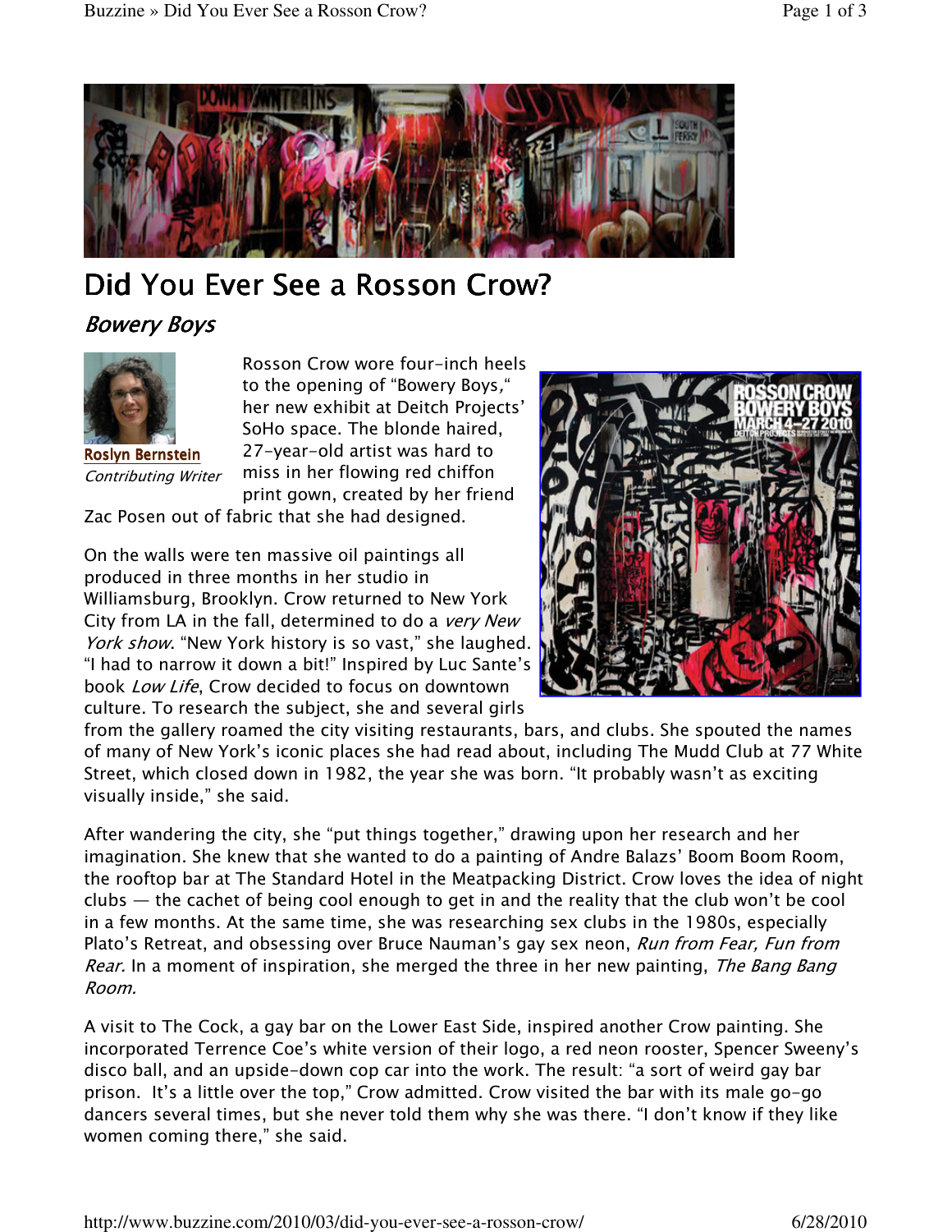# Did You Ever See a Rosson Crow?

## *Bowery Boys*

**Roslyn Bernstein**
*Contributing Writer*

Rosson Crow wore four-inch heels to the opening of "Bowery Boys," her new exhibit at Deitch Projects' SoHo space. The blonde haired, 27-year-old artist was hard to miss in her flowing red chiffon print gown, created by her friend Zac Posen out of fabric that she had designed.

On the walls were ten massive oil paintings all produced in three months in her studio in Williamsburg, Brooklyn. Crow returned to New York City from LA in the fall, determined to do a *very New York show*. "New York history is so vast," she laughed. "I had to narrow it down a bit!" Inspired by Luc Sante's book *Low Life*, Crow decided to focus on downtown culture. To research the subject, she and several girls from the gallery roamed the city visiting restaurants, bars, and clubs. She spouted the names of many of New York's iconic places she had read about, including The Mudd Club at 77 White Street, which closed down in 1982, the year she was born. "It probably wasn't as exciting visually inside," she said.

After wandering the city, she "put things together," drawing upon her research and her imagination. She knew that she wanted to do a painting of Andre Balazs' Boom Boom Room, the rooftop bar at The Standard Hotel in the Meatpacking District. Crow loves the idea of night clubs — the cachet of being cool enough to get in and the reality that the club won't be cool in a few months. At the same time, she was researching sex clubs in the 1980s, especially Plato's Retreat, and obsessing over Bruce Nauman's gay sex neon, *Run from Fear, Fun from Rear.* In a moment of inspiration, she merged the three in her new painting, *The Bang Bang Room.*

A visit to The Cock, a gay bar on the Lower East Side, inspired another Crow painting. She incorporated Terrence Coe's white version of their logo, a red neon rooster, Spencer Sweeny's disco ball, and an upside-down cop car into the work. The result: "a sort of weird gay bar prison. It's a little over the top," Crow admitted. Crow visited the bar with its male go-go dancers several times, but she never told them why she was there. "I don't know if they like women coming there," she said.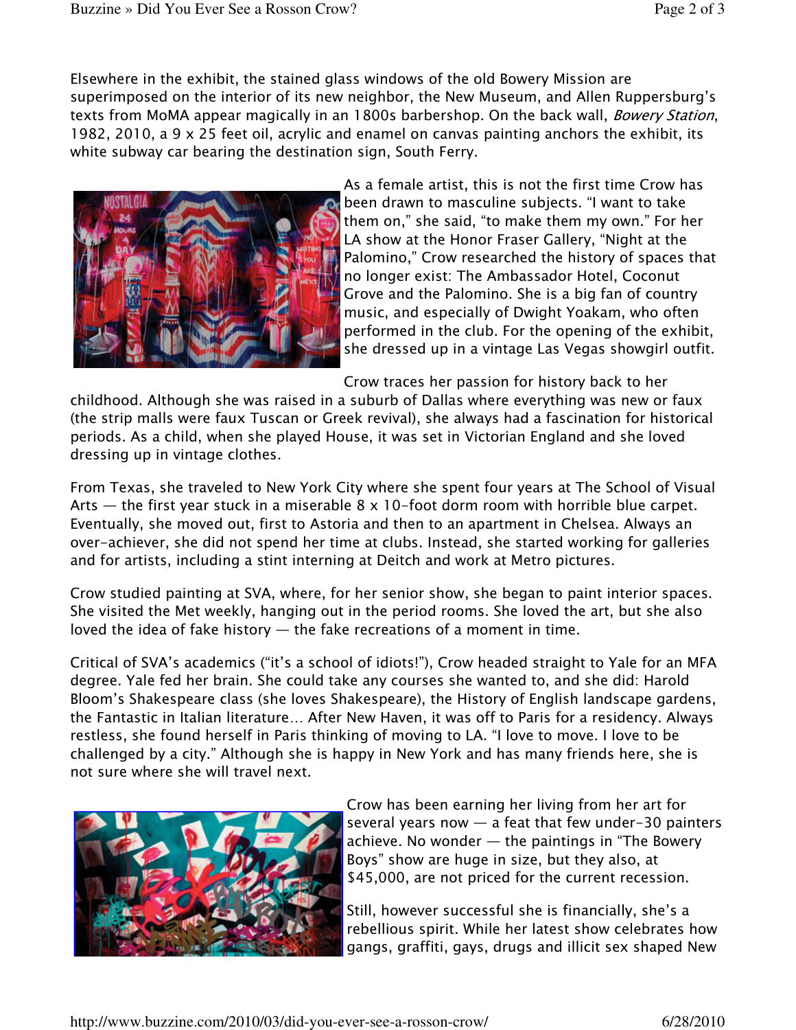Elsewhere in the exhibit, the stained glass windows of the old Bowery Mission are superimposed on the interior of its new neighbor, the New Museum, and Allen Ruppersburg's texts from MoMA appear magically in an 1800s barbershop. On the back wall, *Bowery Station*, 1982, 2010, a 9 x 25 feet oil, acrylic and enamel on canvas painting anchors the exhibit, its white subway car bearing the destination sign, South Ferry.

As a female artist, this is not the first time Crow has been drawn to masculine subjects. "I want to take them on," she said, "to make them my own." For her LA show at the Honor Fraser Gallery, "Night at the Palomino," Crow researched the history of spaces that no longer exist: The Ambassador Hotel, Coconut Grove and the Palomino. She is a big fan of country music, and especially of Dwight Yoakam, who often performed in the club. For the opening of the exhibit, she dressed up in a vintage Las Vegas showgirl outfit.

Crow traces her passion for history back to her childhood. Although she was raised in a suburb of Dallas where everything was new or faux (the strip malls were faux Tuscan or Greek revival), she always had a fascination for historical periods. As a child, when she played House, it was set in Victorian England and she loved dressing up in vintage clothes.

From Texas, she traveled to New York City where she spent four years at The School of Visual Arts — the first year stuck in a miserable 8 x 10-foot dorm room with horrible blue carpet. Eventually, she moved out, first to Astoria and then to an apartment in Chelsea. Always an over-achiever, she did not spend her time at clubs. Instead, she started working for galleries and for artists, including a stint interning at Deitch and work at Metro pictures.

Crow studied painting at SVA, where, for her senior show, she began to paint interior spaces. She visited the Met weekly, hanging out in the period rooms. She loved the art, but she also loved the idea of fake history — the fake recreations of a moment in time.

Critical of SVA's academics ("it's a school of idiots!"), Crow headed straight to Yale for an MFA degree. Yale fed her brain. She could take any courses she wanted to, and she did: Harold Bloom's Shakespeare class (she loves Shakespeare), the History of English landscape gardens, the Fantastic in Italian literature… After New Haven, it was off to Paris for a residency. Always restless, she found herself in Paris thinking of moving to LA. "I love to move. I love to be challenged by a city." Although she is happy in New York and has many friends here, she is not sure where she will travel next.

Crow has been earning her living from her art for several years now — a feat that few under-30 painters achieve. No wonder — the paintings in "The Bowery Boys" show are huge in size, but they also, at $45,000, are not priced for the current recession.

Still, however successful she is financially, she's a rebellious spirit. While her latest show celebrates how gangs, graffiti, gays, drugs and illicit sex shaped New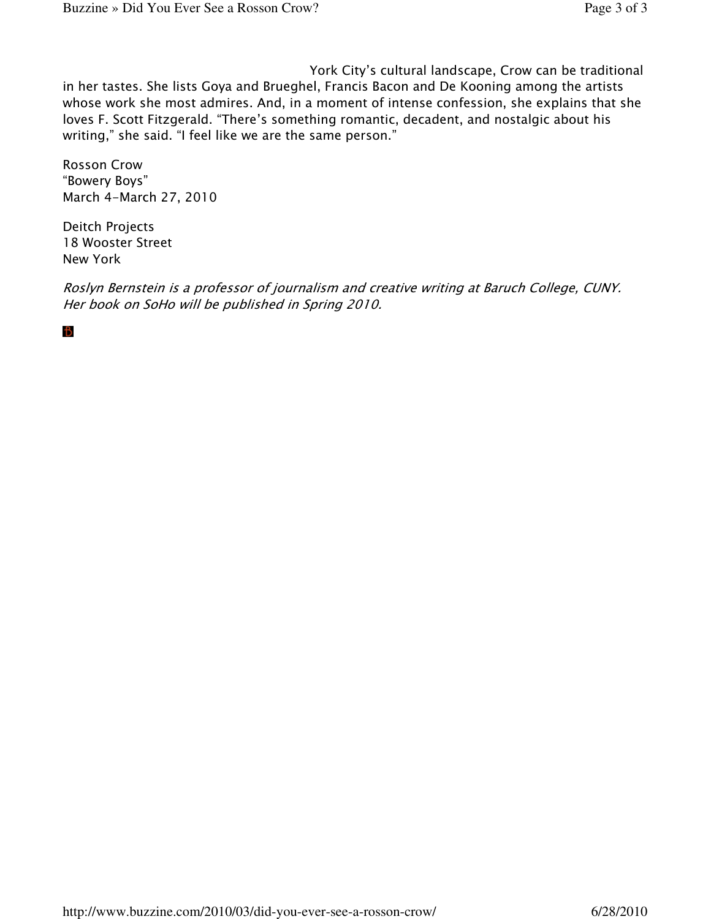York City's cultural landscape, Crow can be traditional in her tastes. She lists Goya and Brueghel, Francis Bacon and De Kooning among the artists whose work she most admires. And, in a moment of intense confession, she explains that she loves F. Scott Fitzgerald. "There's something romantic, decadent, and nostalgic about his writing," she said. "I feel like we are the same person."

Rosson Crow
"Bowery Boys"
March 4-March 27, 2010

Deitch Projects
18 Wooster Street
New York

*Roslyn Bernstein is a professor of journalism and creative writing at Baruch College, CUNY. Her book on SoHo will be published in Spring 2010.*